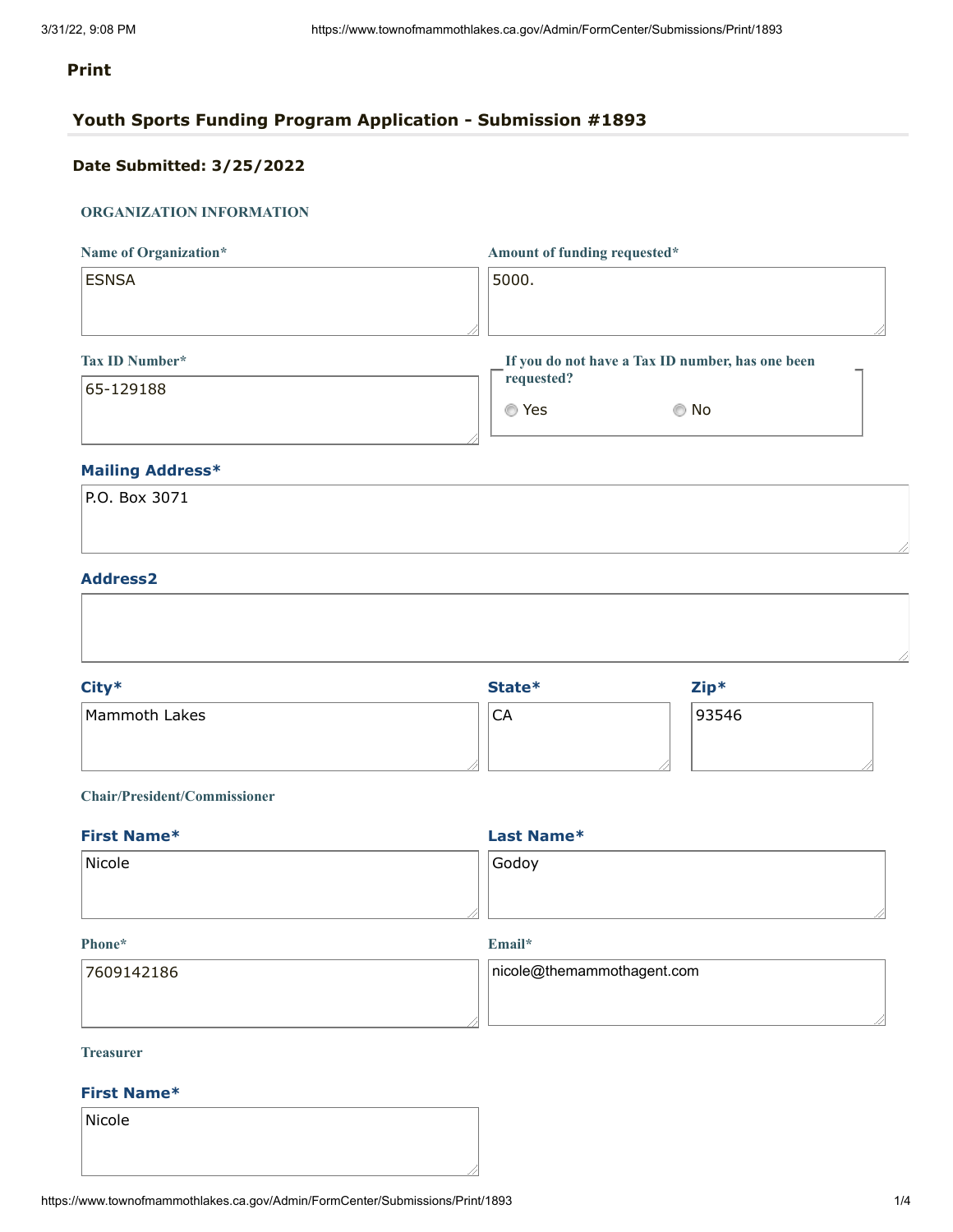**Print**

## Youth Sports Funding Program Application - Submission #1893

**Date Submitted: 3/25/2022**

### ORGANIZATION INFORMATION

**Name of Organization***

ESNSA

**Amount of funding requested***

5000.

**Tax ID Number***

65-129188

**If you do not have a Tax ID number, has one been requested?**

- ○ Yes
- ○ No

**Mailing Address***

P.O. Box 3071

**Address2**

**City***

Mammoth Lakes

**State***

CA

**Zip***

93546

**Chair/President/Commissioner**

**First Name***

Nicole

**Last Name***

Godoy

**Phone***

7609142186

**Email***

nicole@themammothagent.com

**Treasurer**

**First Name***

Nicole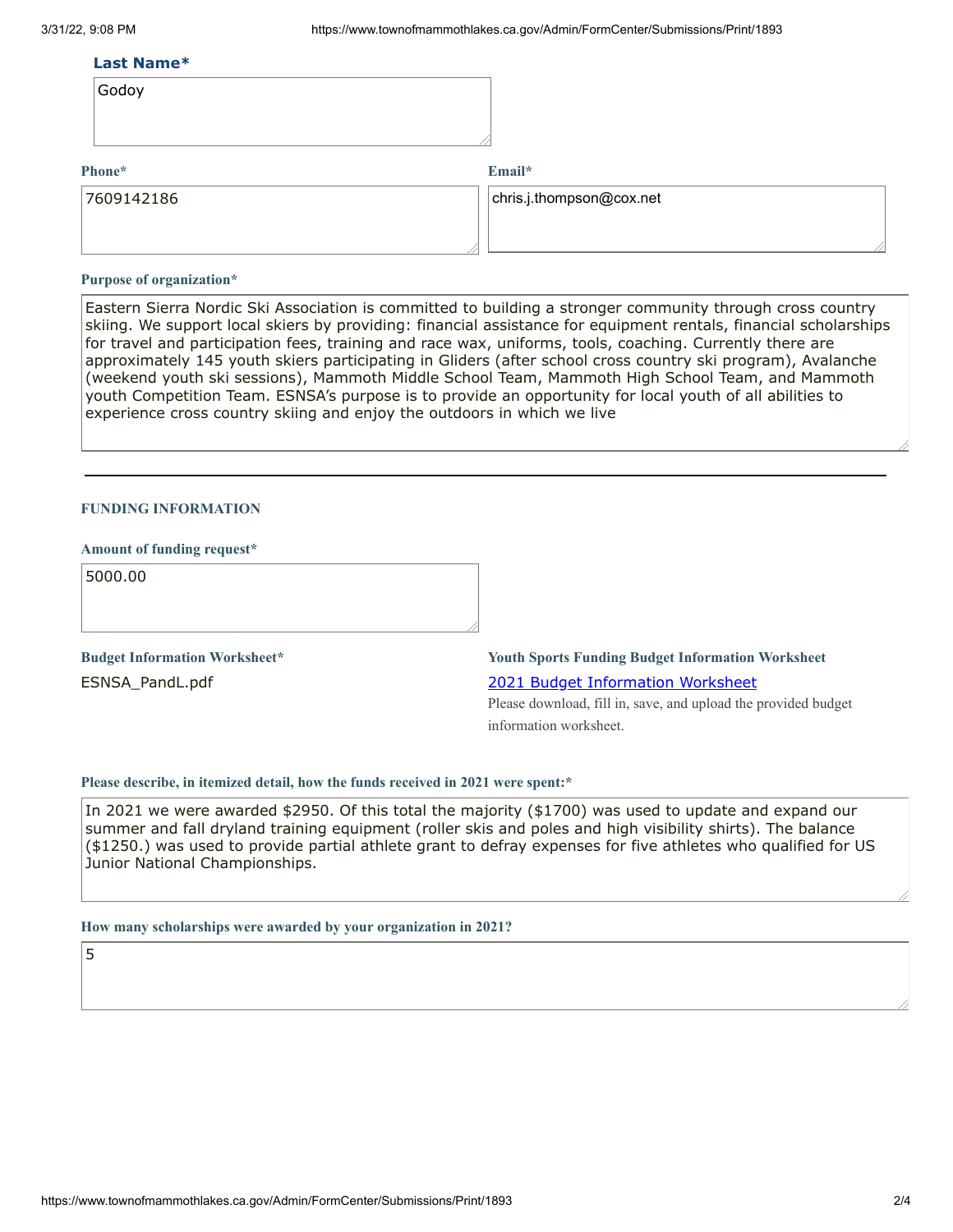**Last Name***

Godoy

**Phone***

7609142186

**Email***

chris.j.thompson@cox.net

**Purpose of organization***

Eastern Sierra Nordic Ski Association is committed to building a stronger community through cross country skiing. We support local skiers by providing: financial assistance for equipment rentals, financial scholarships for travel and participation fees, training and race wax, uniforms, tools, coaching. Currently there are approximately 145 youth skiers participating in Gliders (after school cross country ski program), Avalanche (weekend youth ski sessions), Mammoth Middle School Team, Mammoth High School Team, and Mammoth youth Competition Team. ESNSA's purpose is to provide an opportunity for local youth of all abilities to experience cross country skiing and enjoy the outdoors in which we live

---

## FUNDING INFORMATION

**Amount of funding request***

5000.00

**Budget Information Worksheet***

ESNSA_PandL.pdf

**Youth Sports Funding Budget Information Worksheet**

2021 Budget Information Worksheet

Please download, fill in, save, and upload the provided budget information worksheet.

**Please describe, in itemized detail, how the funds received in 2021 were spent:***

In 2021 we were awarded $2950. Of this total the majority ($1700) was used to update and expand our summer and fall dryland training equipment (roller skis and poles and high visibility shirts). The balance ($1250.) was used to provide partial athlete grant to defray expenses for five athletes who qualified for US Junior National Championships.

**How many scholarships were awarded by your organization in 2021?**

5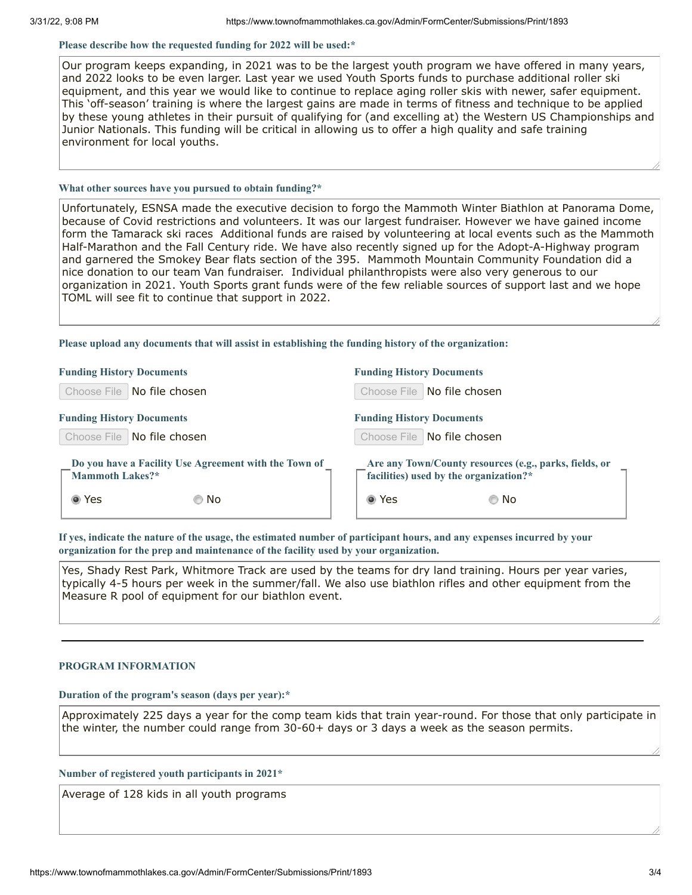**Please describe how the requested funding for 2022 will be used:***

Our program keeps expanding, in 2021 was to be the largest youth program we have offered in many years, and 2022 looks to be even larger. Last year we used Youth Sports funds to purchase additional roller ski equipment, and this year we would like to continue to replace aging roller skis with newer, safer equipment. This ‘off-season’ training is where the largest gains are made in terms of fitness and technique to be applied by these young athletes in their pursuit of qualifying for (and excelling at) the Western US Championships and Junior Nationals. This funding will be critical in allowing us to offer a high quality and safe training environment for local youths.

**What other sources have you pursued to obtain funding?***

Unfortunately, ESNSA made the executive decision to forgo the Mammoth Winter Biathlon at Panorama Dome, because of Covid restrictions and volunteers. It was our largest fundraiser. However we have gained income form the Tamarack ski races  Additional funds are raised by volunteering at local events such as the Mammoth Half-Marathon and the Fall Century ride. We have also recently signed up for the Adopt-A-Highway program and garnered the Smokey Bear flats section of the 395.  Mammoth Mountain Community Foundation did a nice donation to our team Van fundraiser.  Individual philanthropists were also very generous to our organization in 2021. Youth Sports grant funds were of the few reliable sources of support last and we hope TOML will see fit to continue that support in 2022.

**Please upload any documents that will assist in establishing the funding history of the organization:**

**Funding History Documents**

Choose File No file chosen

**Funding History Documents**

Choose File No file chosen

**Funding History Documents**

Choose File No file chosen

**Funding History Documents**

Choose File No file chosen

**Do you have a Facility Use Agreement with the Town of Mammoth Lakes?***

◉ Yes ○ No

**Are any Town/County resources (e.g., parks, fields, or facilities) used by the organization?***

◉ Yes ○ No

**If yes, indicate the nature of the usage, the estimated number of participant hours, and any expenses incurred by your organization for the prep and maintenance of the facility used by your organization.**

Yes, Shady Rest Park, Whitmore Track are used by the teams for dry land training. Hours per year varies, typically 4-5 hours per week in the summer/fall. We also use biathlon rifles and other equipment from the Measure R pool of equipment for our biathlon event.

---

## PROGRAM INFORMATION

**Duration of the program's season (days per year):***

Approximately 225 days a year for the comp team kids that train year-round. For those that only participate in the winter, the number could range from 30-60+ days or 3 days a week as the season permits.

**Number of registered youth participants in 2021***

Average of 128 kids in all youth programs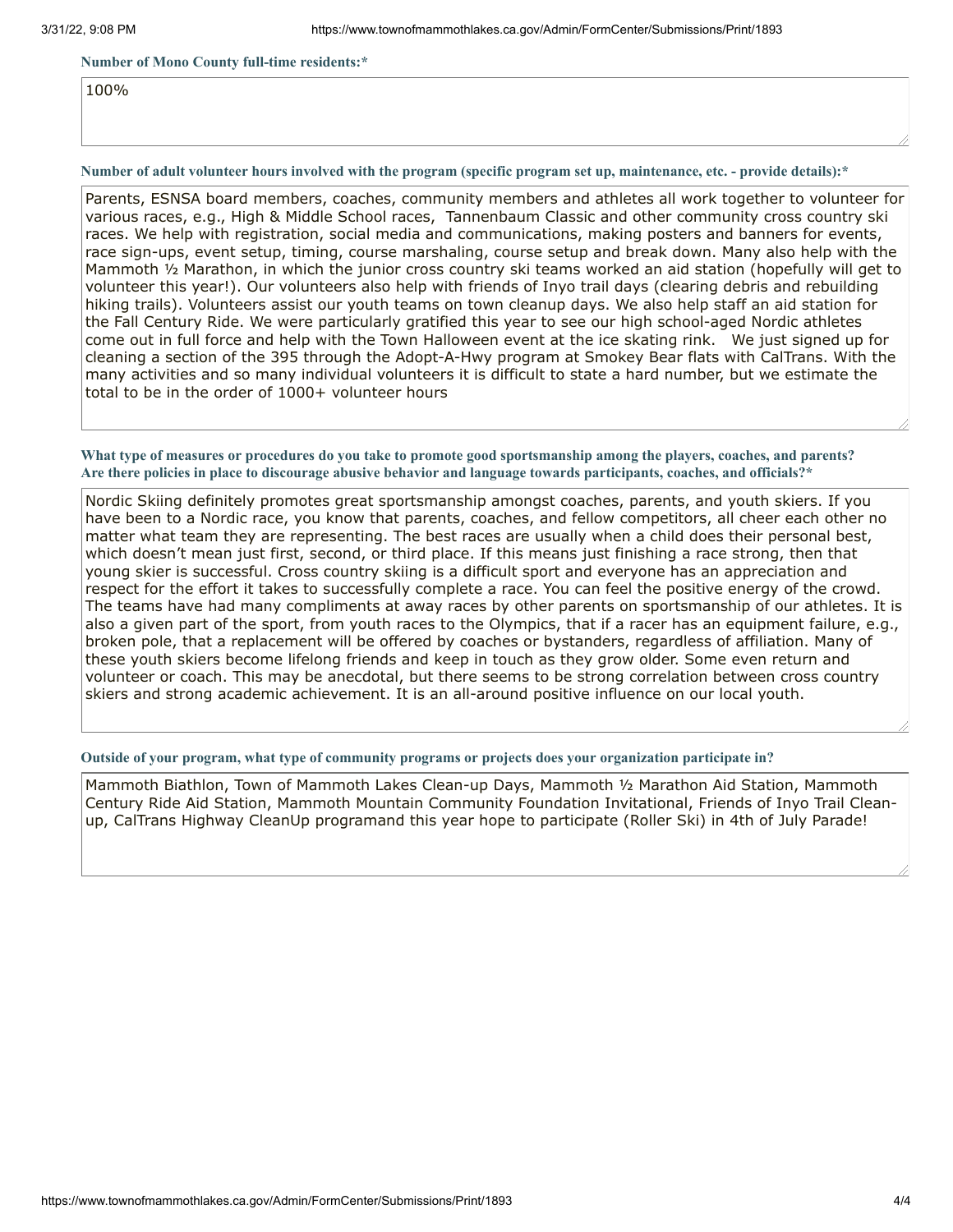**Number of Mono County full-time residents:***

100%

**Number of adult volunteer hours involved with the program (specific program set up, maintenance, etc. - provide details):***

Parents, ESNSA board members, coaches, community members and athletes all work together to volunteer for various races, e.g., High & Middle School races, Tannenbaum Classic and other community cross country ski races. We help with registration, social media and communications, making posters and banners for events, race sign-ups, event setup, timing, course marshaling, course setup and break down. Many also help with the Mammoth ½ Marathon, in which the junior cross country ski teams worked an aid station (hopefully will get to volunteer this year!). Our volunteers also help with friends of Inyo trail days (clearing debris and rebuilding hiking trails). Volunteers assist our youth teams on town cleanup days. We also help staff an aid station for the Fall Century Ride. We were particularly gratified this year to see our high school-aged Nordic athletes come out in full force and help with the Town Halloween event at the ice skating rink. We just signed up for cleaning a section of the 395 through the Adopt-A-Hwy program at Smokey Bear flats with CalTrans. With the many activities and so many individual volunteers it is difficult to state a hard number, but we estimate the total to be in the order of 1000+ volunteer hours

**What type of measures or procedures do you take to promote good sportsmanship among the players, coaches, and parents? Are there policies in place to discourage abusive behavior and language towards participants, coaches, and officials?***

Nordic Skiing definitely promotes great sportsmanship amongst coaches, parents, and youth skiers. If you have been to a Nordic race, you know that parents, coaches, and fellow competitors, all cheer each other no matter what team they are representing. The best races are usually when a child does their personal best, which doesn't mean just first, second, or third place. If this means just finishing a race strong, then that young skier is successful. Cross country skiing is a difficult sport and everyone has an appreciation and respect for the effort it takes to successfully complete a race. You can feel the positive energy of the crowd. The teams have had many compliments at away races by other parents on sportsmanship of our athletes. It is also a given part of the sport, from youth races to the Olympics, that if a racer has an equipment failure, e.g., broken pole, that a replacement will be offered by coaches or bystanders, regardless of affiliation. Many of these youth skiers become lifelong friends and keep in touch as they grow older. Some even return and volunteer or coach. This may be anecdotal, but there seems to be strong correlation between cross country skiers and strong academic achievement. It is an all-around positive influence on our local youth.

**Outside of your program, what type of community programs or projects does your organization participate in?**

Mammoth Biathlon, Town of Mammoth Lakes Clean-up Days, Mammoth ½ Marathon Aid Station, Mammoth Century Ride Aid Station, Mammoth Mountain Community Foundation Invitational, Friends of Inyo Trail Clean-up, CalTrans Highway CleanUp programand this year hope to participate (Roller Ski) in 4th of July Parade!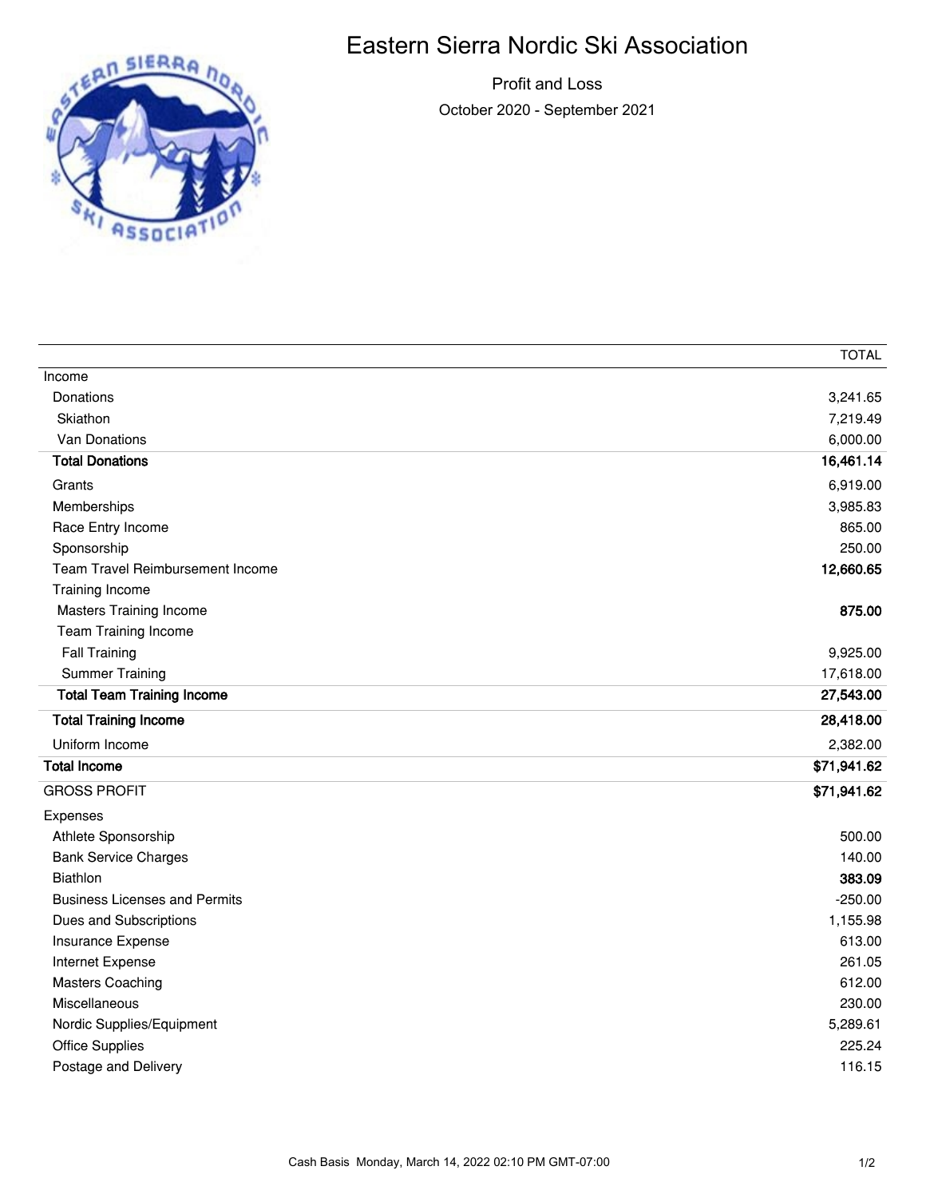# Eastern Sierra Nordic Ski Association

Profit and Loss

October 2020 - September 2021

| | TOTAL |
|---|---|
| Income | |
| Donations | 3,241.65 |
| Skiathon | 7,219.49 |
| Van Donations | 6,000.00 |
| **Total Donations** | **16,461.14** |
| Grants | 6,919.00 |
| Memberships | 3,985.83 |
| Race Entry Income | 865.00 |
| Sponsorship | 250.00 |
| Team Travel Reimbursement Income | **12,660.65** |
| Training Income | |
| Masters Training Income | **875.00** |
| Team Training Income | |
| Fall Training | 9,925.00 |
| Summer Training | 17,618.00 |
| **Total Team Training Income** | **27,543.00** |
| **Total Training Income** | **28,418.00** |
| Uniform Income | 2,382.00 |
| **Total Income** | **$71,941.62** |
| GROSS PROFIT | **$71,941.62** |
| Expenses | |
| Athlete Sponsorship | 500.00 |
| Bank Service Charges | 140.00 |
| Biathlon | **383.09** |
| Business Licenses and Permits | -250.00 |
| Dues and Subscriptions | 1,155.98 |
| Insurance Expense | 613.00 |
| Internet Expense | 261.05 |
| Masters Coaching | 612.00 |
| Miscellaneous | 230.00 |
| Nordic Supplies/Equipment | 5,289.61 |
| Office Supplies | 225.24 |
| Postage and Delivery | 116.15 |

Cash Basis Monday, March 14, 2022 02:10 PM GMT-07:00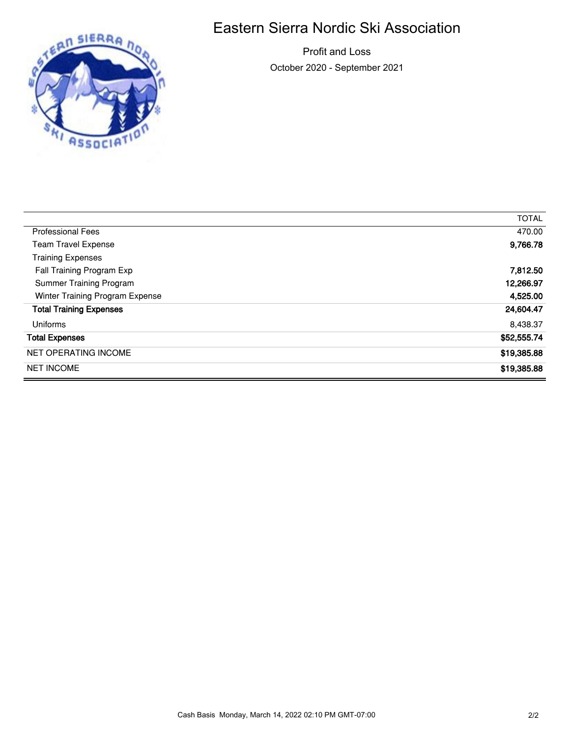# Eastern Sierra Nordic Ski Association

Profit and Loss

October 2020 - September 2021

| | TOTAL |
|---|---|
| Professional Fees | 470.00 |
| Team Travel Expense | **9,766.78** |
| Training Expenses | |
| Fall Training Program Exp | **7,812.50** |
| Summer Training Program | **12,266.97** |
| Winter Training Program Expense | **4,525.00** |
| **Total Training Expenses** | **24,604.47** |
| Uniforms | 8,438.37 |
| **Total Expenses** | **$52,555.74** |
| NET OPERATING INCOME | **$19,385.88** |
| NET INCOME | **$19,385.88** |

Cash Basis Monday, March 14, 2022 02:10 PM GMT-07:00